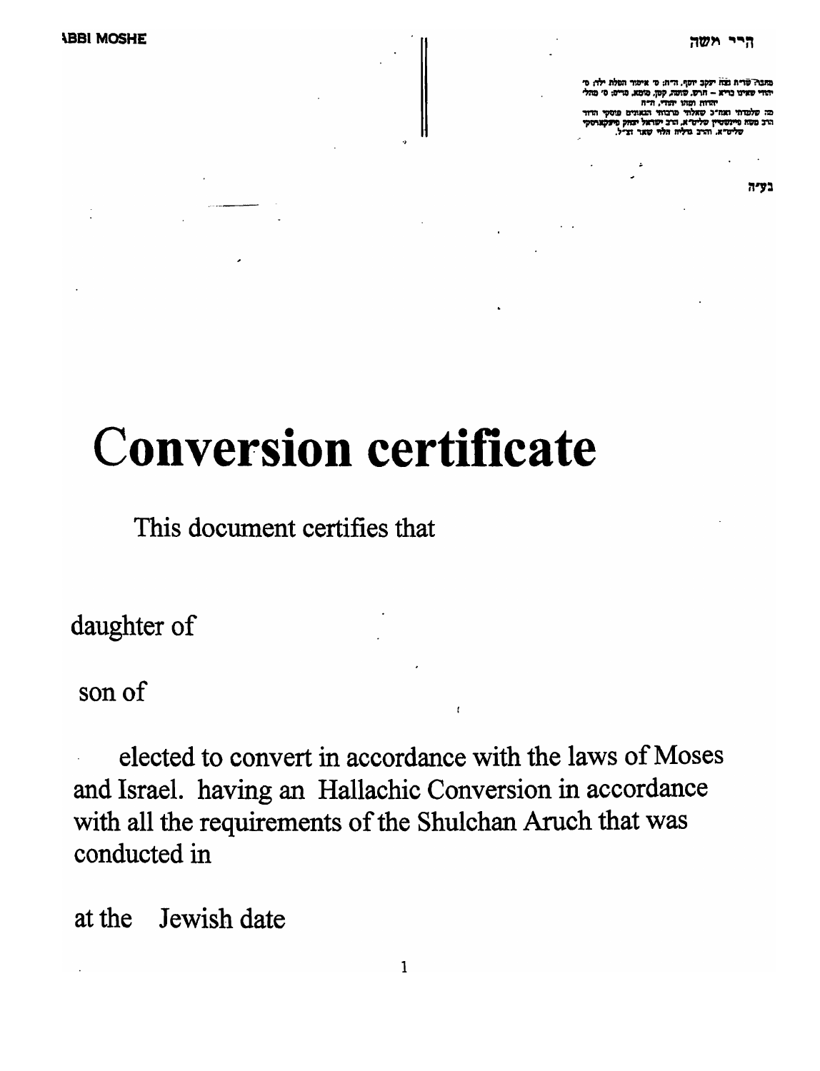RABBI MOSHE

הרב משה

מחבר שו"ת נצח יעקב יוסף, הו"ת: ס' איסור הפלת ילדה ס' יהודי שאינו בריא – חרש, שוטה, קטן, סומא, פרים: ס' מהלי יהודה ומתן יהודי, הו"ת
מה שלמדתי ממו"ר שאלתי מרבותי הגאונים פוסקי הדור הרב משה פיינשטיין שליט"א, הרב ישראל יצחק פיעקארסקי שליט"א, הרב גדליה הלוי שאר זצ"ל.

בע"ה

# Conversion certificate

This document certifies that

daughter of

son of

elected to convert in accordance with the laws of Moses and Israel. having an Hallachic Conversion in accordance with all the requirements of the Shulchan Aruch that was conducted in

at the Jewish date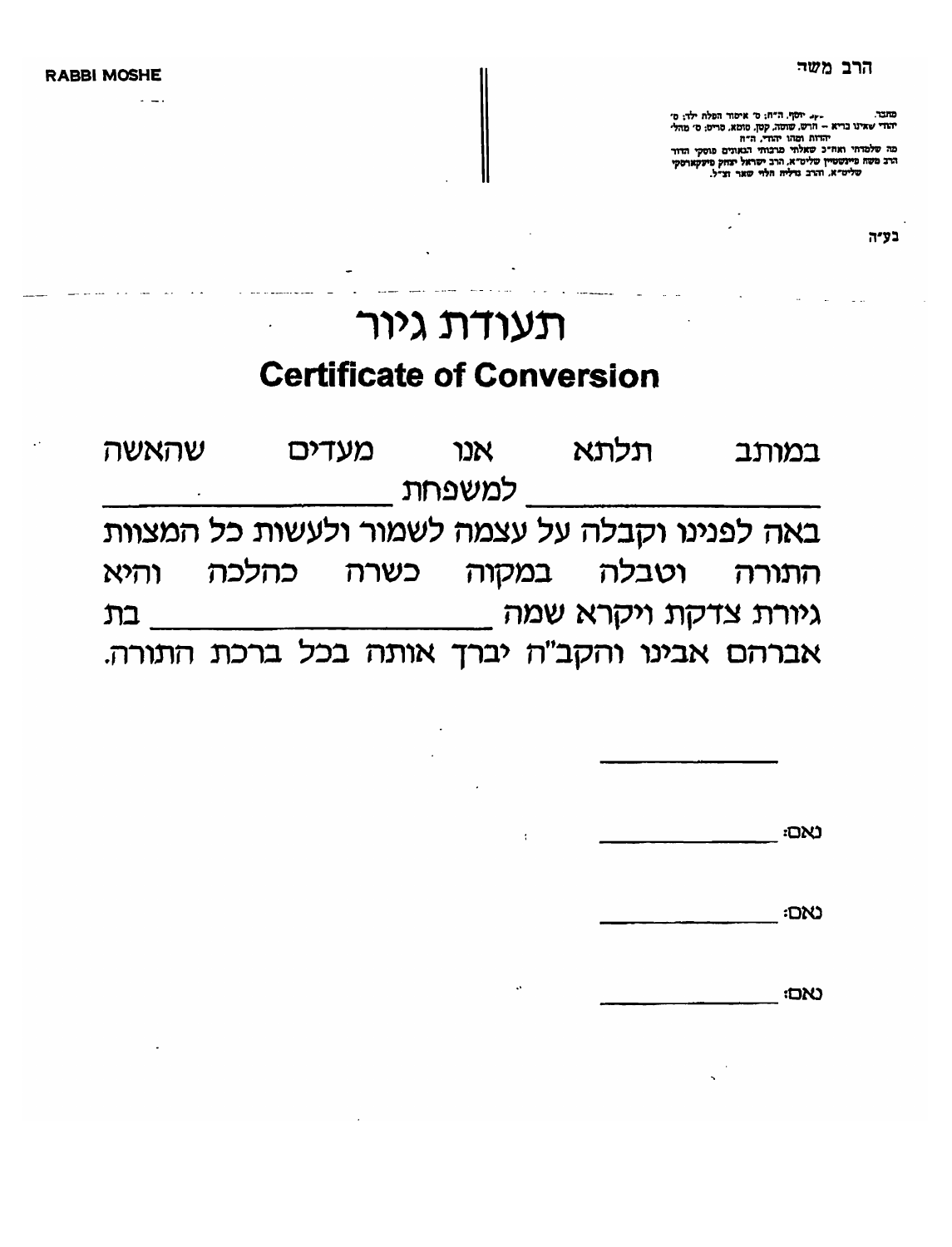RABBI MOSHE

הרב משה

מחבר: ... יוסף, הי"ח; ס' איסור הפלה ילד; ס' יהודי שאינו בריא – חרש, שוטה, קטן, סומא, טריס; ס' מהלי יהדות ומהו יהודי, הי"ח

מה שלמדתי ואח"כ שאלתי מרבותי הגאונים פוסקי הדור הרב משה פיינשטיין שליט"א, הרב ישראל יצחק פיעקארסקי שליט"א, הרב נריה חלוי שאר זצ"ל.

בע"ה

# תעודת גיור

## Certificate of Conversion

במותב תלתא אנו מעדים שהאשה ______________ למשפחת ______________
באה לפנינו וקבלה על עצמה לשמור ולעשות כל המצוות התורה וטבלה במקוה כשרה כהלכה והיא גיורת צדקת ויקרא שמה ______________ בת אברהם אבינו והקב"ה יברך אותה בכל ברכת התורה.

______________

נאם: ______________

נאם: ______________

נאם: ______________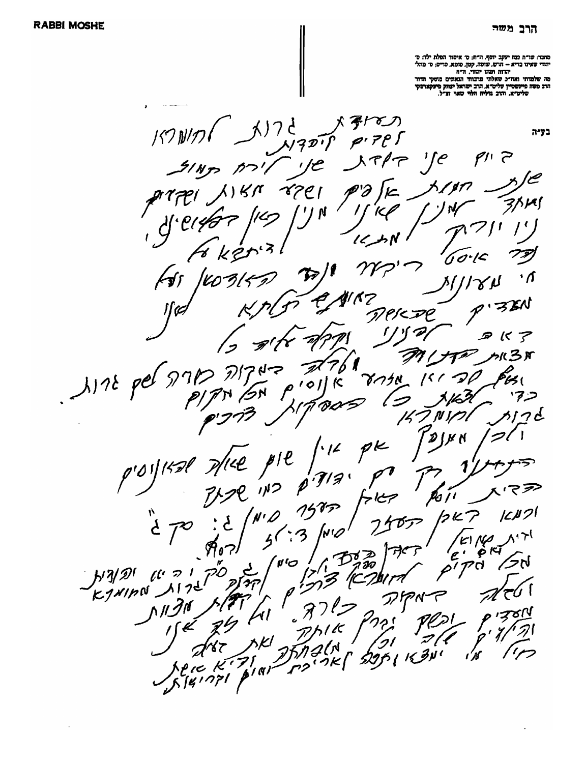מקור: שו"ת בית יעקב יוסף, ח"ח; ס' איסור הטלת ילד; ס' יהדי שאינו ברי"א – חרש, שוטה, קטן, סומא, סריס; ס' מהלי יהדות ושער יהדי, ח"ח

מה שלמדתי מאח"כ שאלתי מרבותי הגאונים פוסקי הדור הרב משה פיינשטיין שליט"א, הרב ישראל יצחק פיעקארסקי שליט"א, הרב גדליה הלוי שור זצ"ל.

בע"ה

תשובה גרות לחנוכה
לסומים לבדם

ביום שני דפרשת שני לירח תמוז
שנת חמשת אלפים ושבע מאות ושבעים
לאחר מנין שאנו מונין כאן דפרשבורג
ניו יורק מאנהטן
כבוד ר' ריכרד שליט"א
מ' מעונות הרבנים ...
מגידים שבשבת באהבה רבה ...
... לבניו ... עליו כל
מצות החנוכה ... דמקוה מורה לשם גרות
כדי ... כל המפסקות מכל מקום
גרות לחנוכה בדרכים
ולכן מאחר אך אין שום שאלה שהאנשים
הרבים רק הם יהודים כמו שכתב
הבית יוסף באר הטור סימן ...
וכמו דאיך הסדר סימן ג': סק ג"
ודעת הפוסקים דהוא בסעיף ... סימן ... ס"ק ו' ה' ...
מכל מקום לחנוכה בדרכים ... גרות ממומאת
וטבלה דמקוה כורה. ולא ... מצוות
מעדים ובשל ... ואת ...
... ולא ... ואת ...
... ומצא ... לאריכת ימים ... ושנות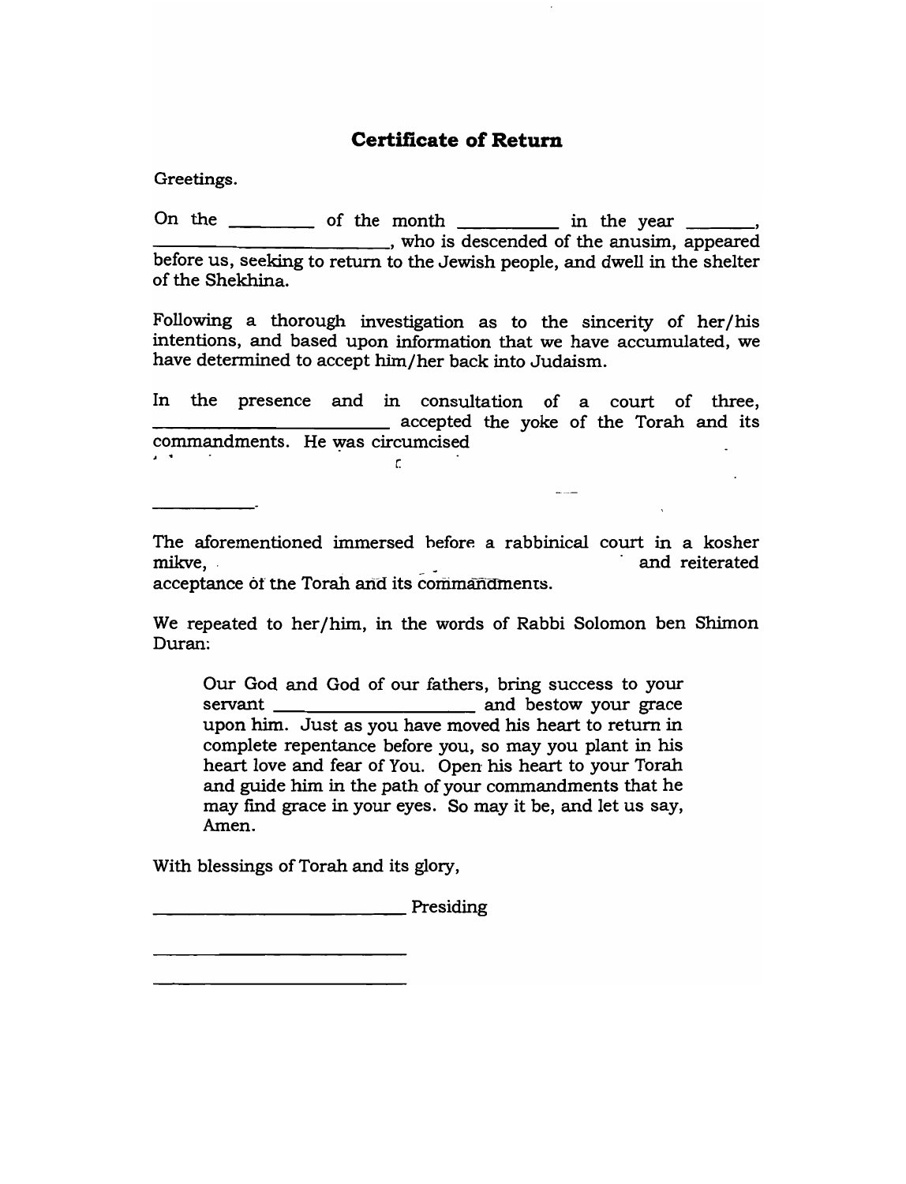## Certificate of Return

Greetings.

On the ________ of the month _________ in the year ______, _________________________, who is descended of the anusim, appeared before us, seeking to return to the Jewish people, and dwell in the shelter of the Shekhina.

Following a thorough investigation as to the sincerity of her/his intentions, and based upon information that we have accumulated, we have determined to accept him/her back into Judaism.

In the presence and in consultation of a court of three, ______________________ accepted the yoke of the Torah and its commandments. He was circumcised

___________.

The aforementioned immersed before a rabbinical court in a kosher mikve, and reiterated acceptance of the Torah and its commandments.

We repeated to her/him, in the words of Rabbi Solomon ben Shimon Duran:

> Our God and God of our fathers, bring success to your servant ___________________ and bestow your grace upon him. Just as you have moved his heart to return in complete repentance before you, so may you plant in his heart love and fear of You. Open his heart to your Torah and guide him in the path of your commandments that he may find grace in your eyes. So may it be, and let us say, Amen.

With blessings of Torah and its glory,

__________________________ Presiding

__________________________

__________________________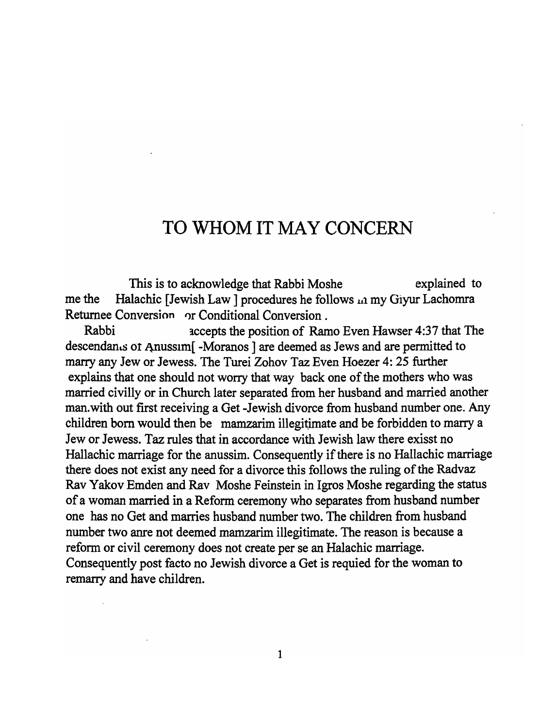# TO WHOM IT MAY CONCERN

This is to acknowledge that Rabbi Moshe explained to me the Halachic [Jewish Law ] procedures he follows in my Giyur Lachomra Returnee Conversion or Conditional Conversion .

Rabbi accepts the position of Ramo Even Hawser 4:37 that The descendants of Anussim[ -Moranos ] are deemed as Jews and are permitted to marry any Jew or Jewess. The Turei Zohov Taz Even Hoezer 4: 25 further explains that one should not worry that way back one of the mothers who was married civilly or in Church later separated from her husband and married another man.with out first receiving a Get -Jewish divorce from husband number one. Any children born would then be mamzarim illegitimate and be forbidden to marry a Jew or Jewess. Taz rules that in accordance with Jewish law there exisst no Hallachic marriage for the anussim. Consequently if there is no Hallachic marriage there does not exist any need for a divorce this follows the ruling of the Radvaz Rav Yakov Emden and Rav Moshe Feinstein in Igros Moshe regarding the status of a woman married in a Reform ceremony who separates from husband number one has no Get and marries husband number two. The children from husband number two anre not deemed mamzarim illegitimate. The reason is because a reform or civil ceremony does not create per se an Halachic marriage. Consequently post facto no Jewish divorce a Get is requied for the woman to remarry and have children.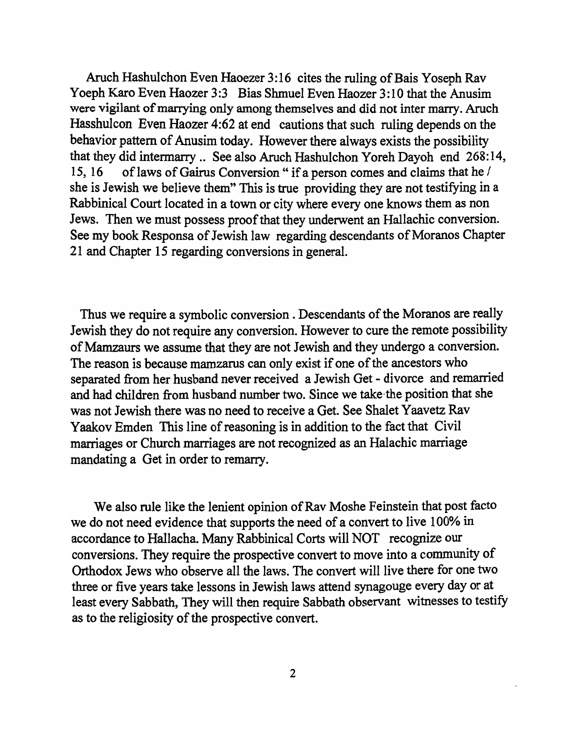Aruch Hashulchon Even Haoezer 3:16 cites the ruling of Bais Yoseph Rav Yoeph Karo Even Haozer 3:3 Bias Shmuel Even Haozer 3:10 that the Anusim were vigilant of marrying only among themselves and did not inter marry. Aruch Hasshulcon Even Haozer 4:62 at end cautions that such ruling depends on the behavior pattern of Anusim today. However there always exists the possibility that they did intermarry .. See also Aruch Hashulchon Yoreh Dayoh end 268:14, 15, 16 of laws of Gairus Conversion " if a person comes and claims that he / she is Jewish we believe them" This is true providing they are not testifying in a Rabbinical Court located in a town or city where every one knows them as non Jews. Then we must possess proof that they underwent an Hallachic conversion. See my book Responsa of Jewish law regarding descendants of Moranos Chapter 21 and Chapter 15 regarding conversions in general.

Thus we require a symbolic conversion . Descendants of the Moranos are really Jewish they do not require any conversion. However to cure the remote possibility of Mamzaurs we assume that they are not Jewish and they undergo a conversion. The reason is because mamzarus can only exist if one of the ancestors who separated from her husband never received a Jewish Get - divorce and remarried and had children from husband number two. Since we take the position that she was not Jewish there was no need to receive a Get. See Shalet Yaavetz Rav Yaakov Emden This line of reasoning is in addition to the fact that Civil marriages or Church marriages are not recognized as an Halachic marriage mandating a Get in order to remarry.

We also rule like the lenient opinion of Rav Moshe Feinstein that post facto we do not need evidence that supports the need of a convert to live 100% in accordance to Hallacha. Many Rabbinical Corts will NOT recognize our conversions. They require the prospective convert to move into a community of Orthodox Jews who observe all the laws. The convert will live there for one two three or five years take lessons in Jewish laws attend synagouge every day or at least every Sabbath, They will then require Sabbath observant witnesses to testify as to the religiosity of the prospective convert.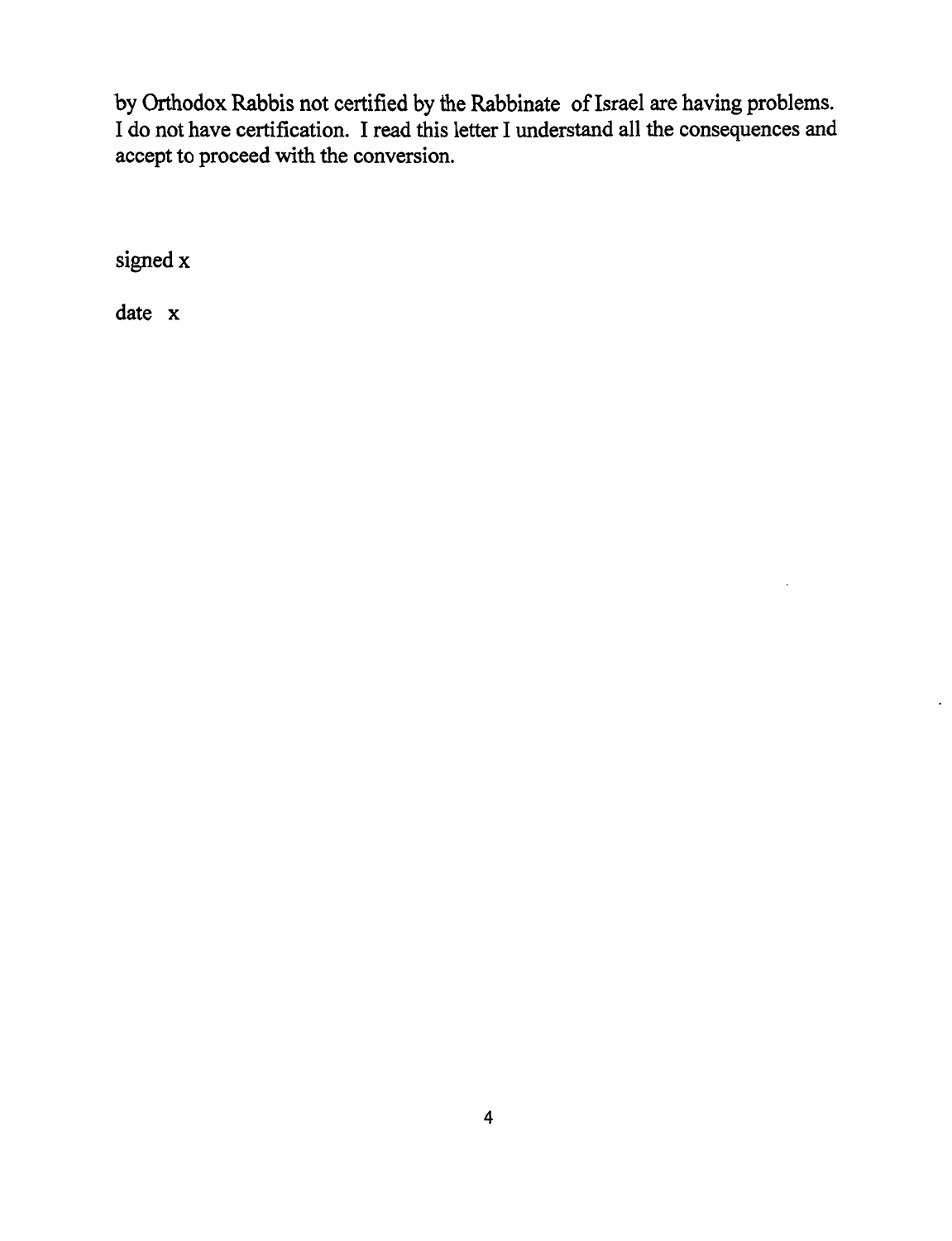by Orthodox Rabbis not certified by the Rabbinate of Israel are having problems. I do not have certification. I read this letter I understand all the consequences and accept to proceed with the conversion.

signed x

date x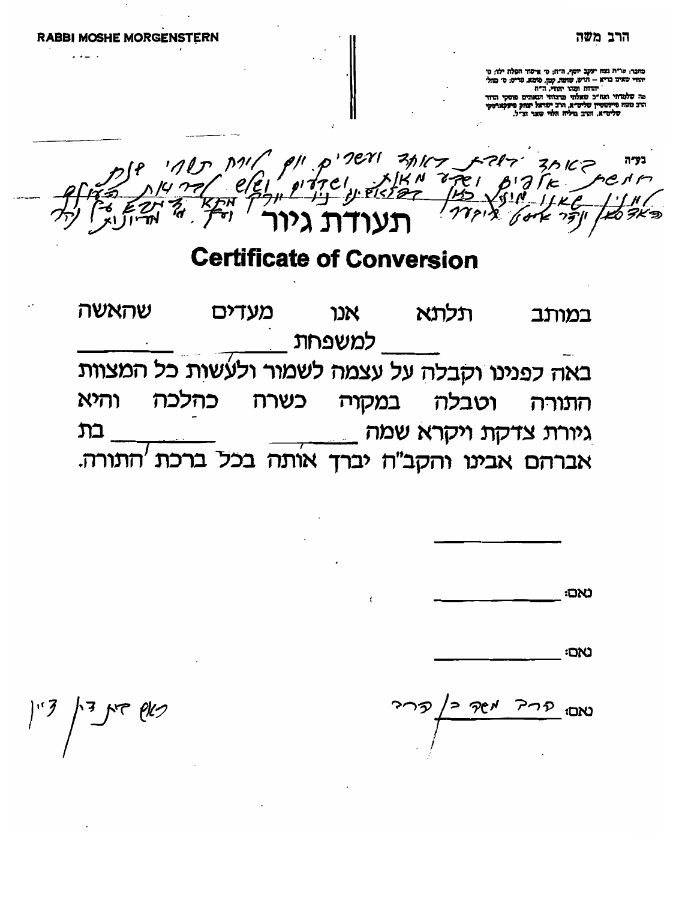RABBI MOSHE MORGENSTERN

הרב משה

מחבר: שו"ת נצח יעקב יוסף, ה"ח; ס' איסור הפלת ולד; ס' יהודי שאינו ברי"א – חרש, שוטה, קטן, סומא, סריס; ס' מהל' יהודה ומהו יהודי, ה"ח
מה שלמדתי ואח"כ שאלתי מרבותי הגאונים פוסקי הדור הרב משה פיינשטיין שליט"א, הרב ישראל יצחק פיקארסקי שליט"א, הרב גדליה הלוי שצר זצ"ל.

בע"ה

בשלישי באחד ועשרים יום לחדש תשרי שנת חמשת אלפים ושבע מאות ושבעים ושבעה לבריאת העולם למנין שאנו מונין כאן ברוקלין ניו יורק מתא דיתבא על נהר האדסן ונהר איסט ריווער ומי מעיינות

# תעודת גיור

## Certificate of Conversion

במותב תלתא אנו מעדים שהאשה _____ למשפחת _____ _____

באה לפנינו וקבלה על עצמה לשמור ולעשות כל המצוות התורה וטבלה במקוה כשרה כהלכה והיא גיורת צדקת ויקרא שמה _____ _____ בת אברהם אבינו והקב"ה יברך אותה בכל ברכת התורה.

_____________

נאם: _____________

נאם: _____________

נאם: הרב משה בן הרב

ראש בית דין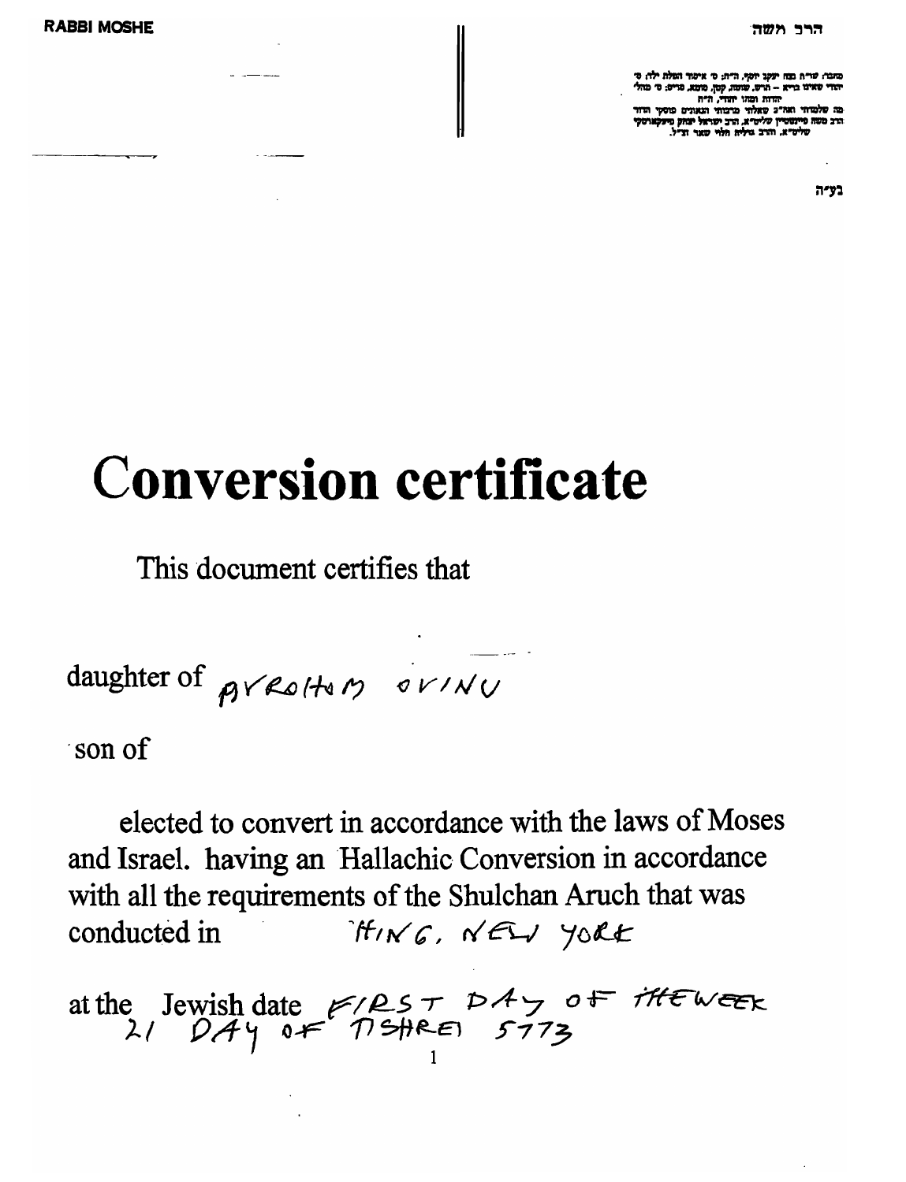RABBI MOSHE

הרב משה

מחבר: שו"ת כנה יעקב יוסף, ה"ת; ס' איסור הפלת ילד; ס' יהודי שאינו בו"א – הרש, שומה, קטן, סומא, פו"ס; ס' מהל' יהדות ומהו יהודי, ה"ת

מ' שלמדתי ואח"כ שאלתי מרבותי הגאונים פוסקי הדור הרב משה פיינשטיין שליט"א, הרב ישראל יצחק פיעקארסקי שליט"א, הרב גדליה הלוי שור זצ"ל.

בע"ה

# Conversion certificate

This document certifies that

daughter of AVROHAM OVINU

son of

elected to convert in accordance with the laws of Moses and Israel. having an Hallachic Conversion in accordance with all the requirements of the Shulchan Aruch that was conducted in HING, NEW YORK

at the Jewish date FIRST DAY OF THE WEEK 21 DAY OF TISHREI 5773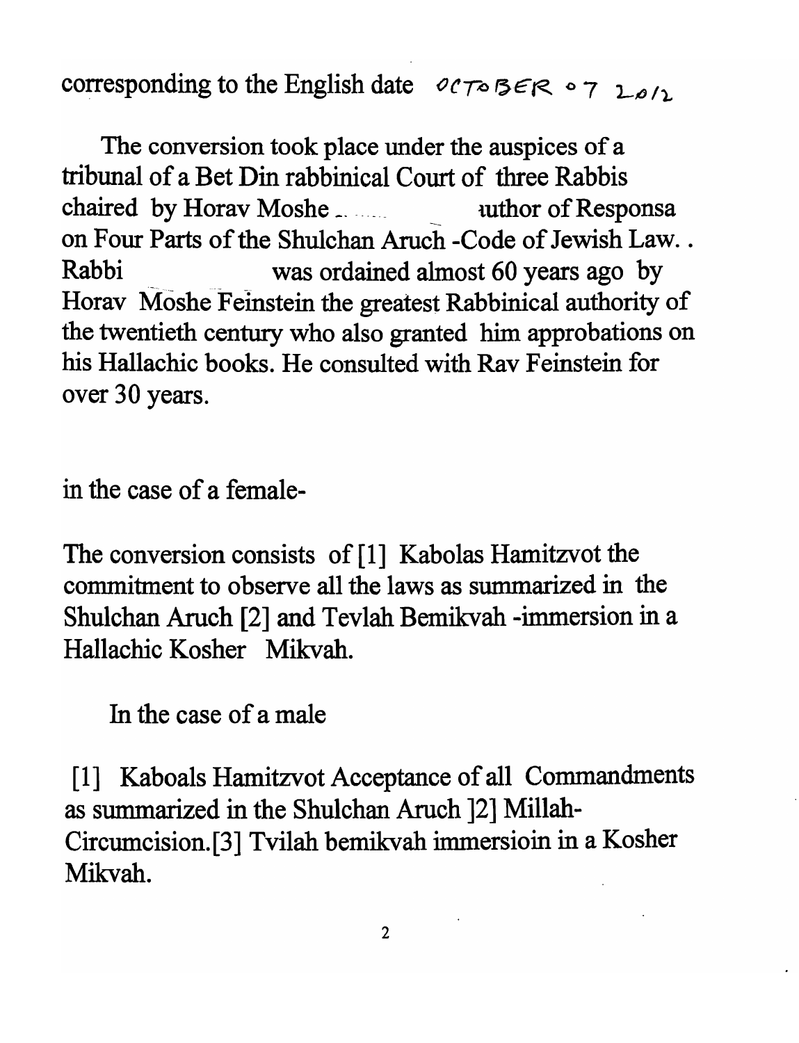corresponding to the English date OCTOBER 07 2012

The conversion took place under the auspices of a tribunal of a Bet Din rabbinical Court of three Rabbis chaired by Horav Moshe ... author of Responsa on Four Parts of the Shulchan Aruch -Code of Jewish Law.. Rabbi was ordained almost 60 years ago by Horav Moshe Feinstein the greatest Rabbinical authority of the twentieth century who also granted him approbations on his Hallachic books. He consulted with Rav Feinstein for over 30 years.

in the case of a female-

The conversion consists of [1] Kabolas Hamitzvot the commitment to observe all the laws as summarized in the Shulchan Aruch [2] and Tevlah Bemikvah -immersion in a Hallachic Kosher Mikvah.

In the case of a male

[1] Kaboals Hamitzvot Acceptance of all Commandments as summarized in the Shulchan Aruch ]2] Millah-Circumcision.[3] Tvilah bemikvah immersioin in a Kosher Mikvah.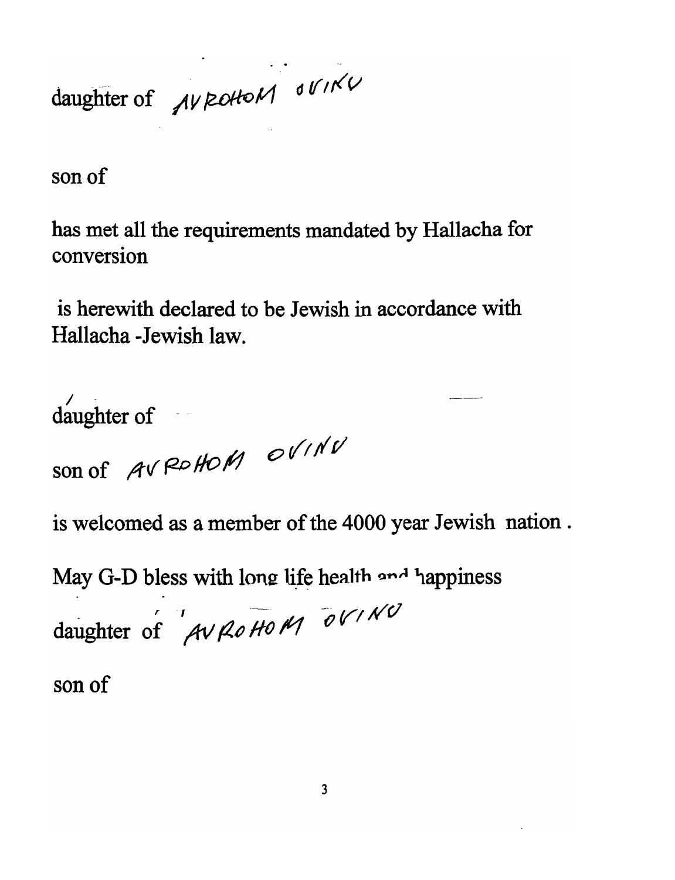daughter of AVROHOM OVINU

son of

has met all the requirements mandated by Hallacha for conversion

is herewith declared to be Jewish in accordance with Hallacha -Jewish law.

daughter of

son of AVROHOM OVINU

is welcomed as a member of the 4000 year Jewish nation .

May G-D bless with long life health and happiness

daughter of AVROHOM OVINU

son of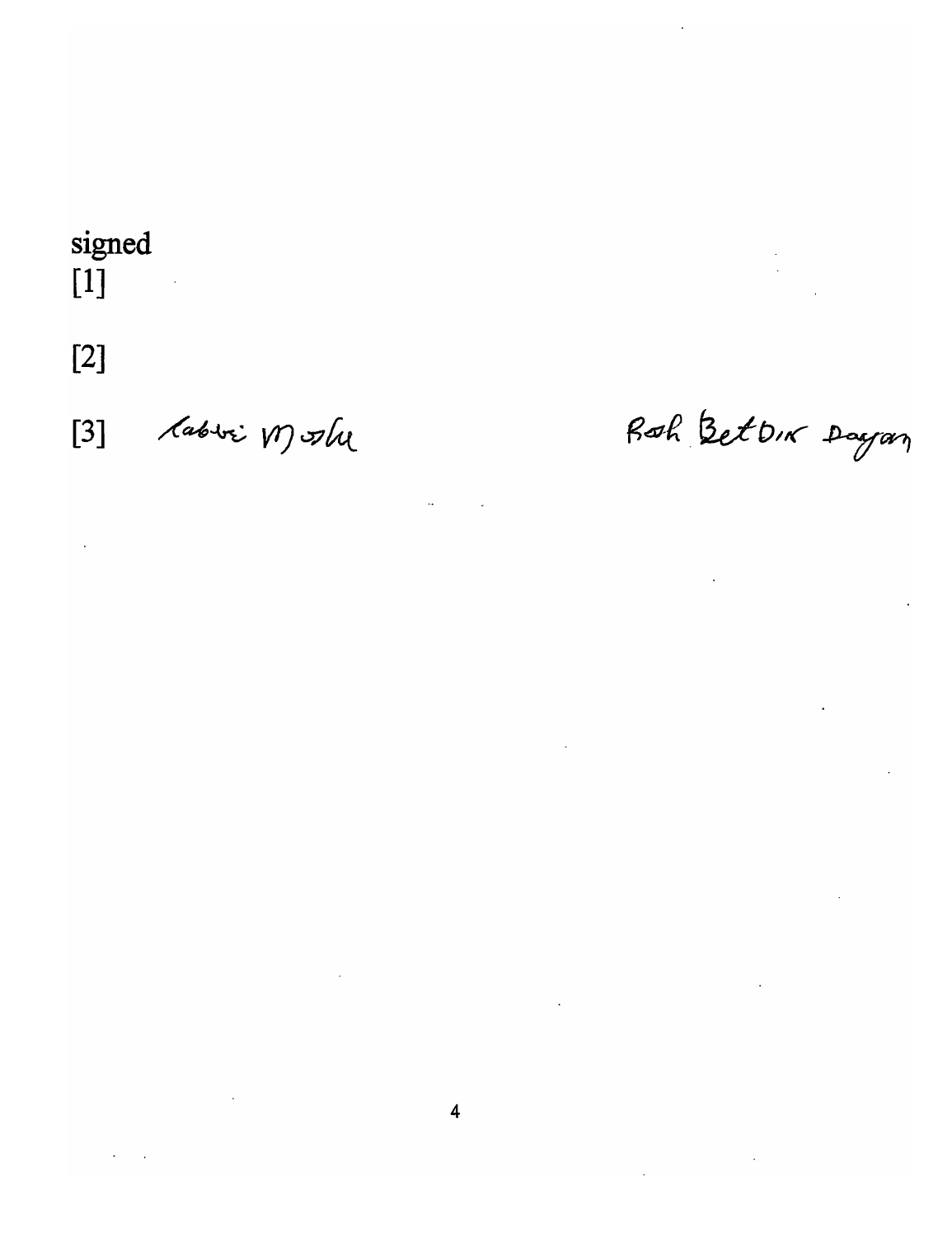signed

[1]

[2]

[3] Rabbi Moshe    Rosh Bet Din Dayan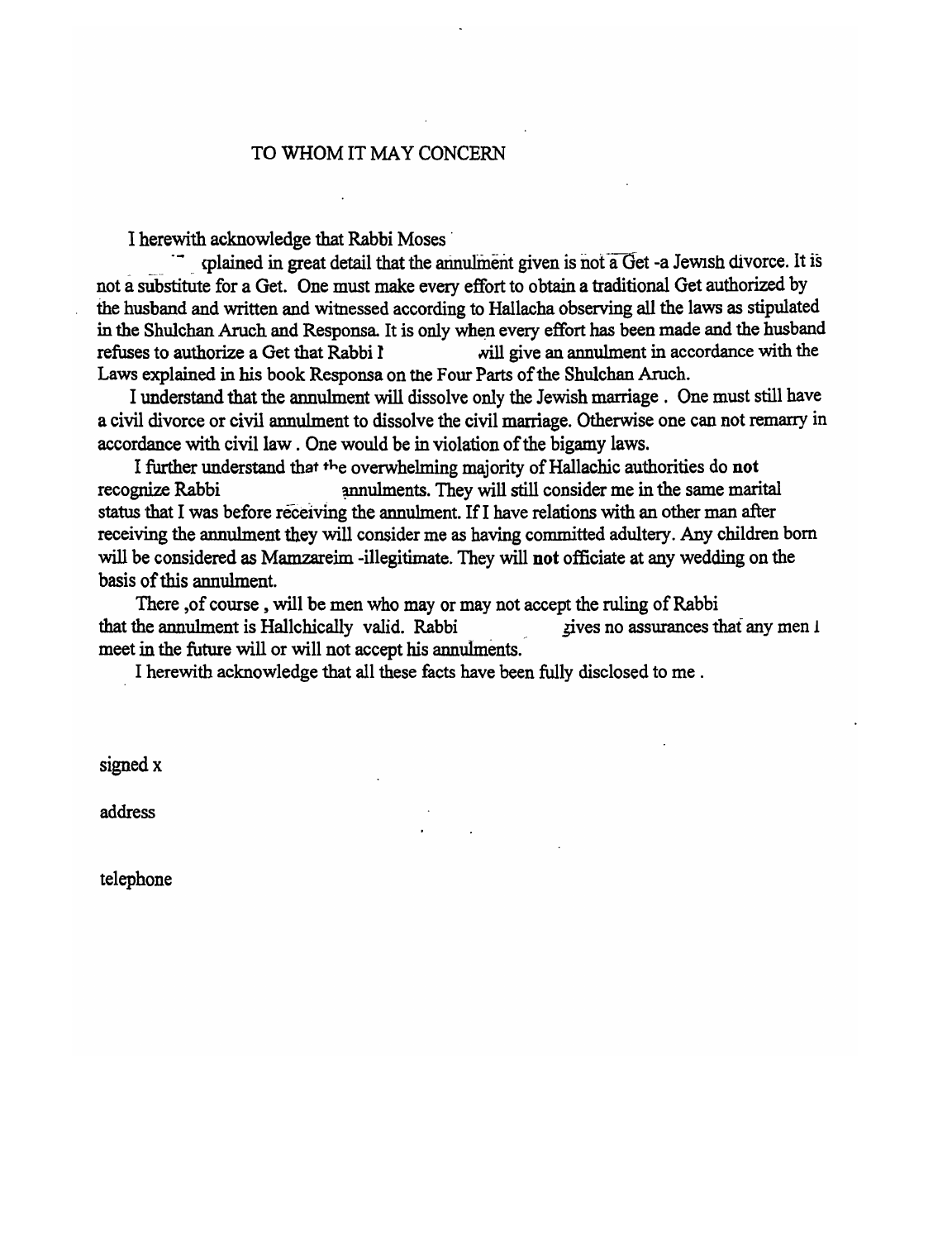TO WHOM IT MAY CONCERN

I herewith acknowledge that Rabbi Moses

xplained in great detail that the annulment given is not a Get -a Jewish divorce. It is not a substitute for a Get. One must make every effort to obtain a traditional Get authorized by the husband and written and witnessed according to Hallacha observing all the laws as stipulated in the Shulchan Aruch and Responsa. It is only when every effort has been made and the husband refuses to authorize a Get that Rabbi I will give an annulment in accordance with the Laws explained in his book Responsa on the Four Parts of the Shulchan Aruch.

I understand that the annulment will dissolve only the Jewish marriage . One must still have a civil divorce or civil annulment to dissolve the civil marriage. Otherwise one can not remarry in accordance with civil law . One would be in violation of the bigamy laws.

I further understand that the overwhelming majority of Hallachic authorities do **not** recognize Rabbi annulments. They will still consider me in the same marital status that I was before receiving the annulment. If I have relations with an other man after receiving the annulment they will consider me as having committed adultery. Any children born will be considered as Mamzareim -illegitimate. They will **not** officiate at any wedding on the basis of this annulment.

There ,of course , will be men who may or may not accept the ruling of Rabbi that the annulment is Hallchically valid. Rabbi gives no assurances that any men I meet in the future will or will not accept his annulments.

I herewith acknowledge that all these facts have been fully disclosed to me .

signed x

address

telephone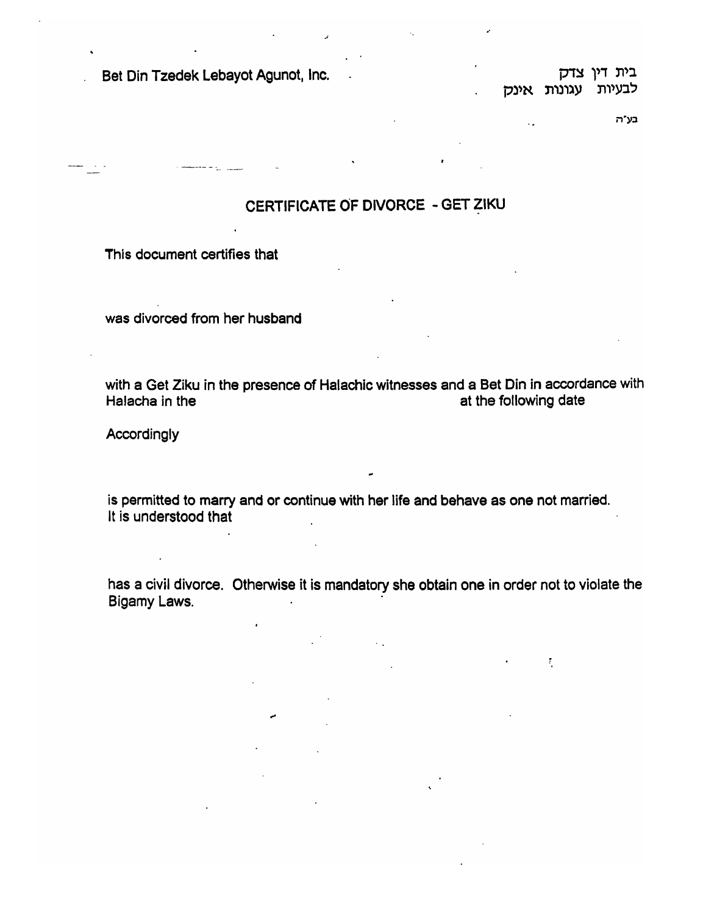Bet Din Tzedek Lebayot Agunot, Inc.

בית דין צדק
לבעיות עגונות אינק

בע"ה

# CERTIFICATE OF DIVORCE - GET ZIKU

This document certifies that

was divorced from her husband

with a Get Ziku in the presence of Halachic witnesses and a Bet Din in accordance with Halacha in the at the following date

Accordingly

is permitted to marry and or continue with her life and behave as one not married.
It is understood that

has a civil divorce. Otherwise it is mandatory she obtain one in order not to violate the Bigamy Laws.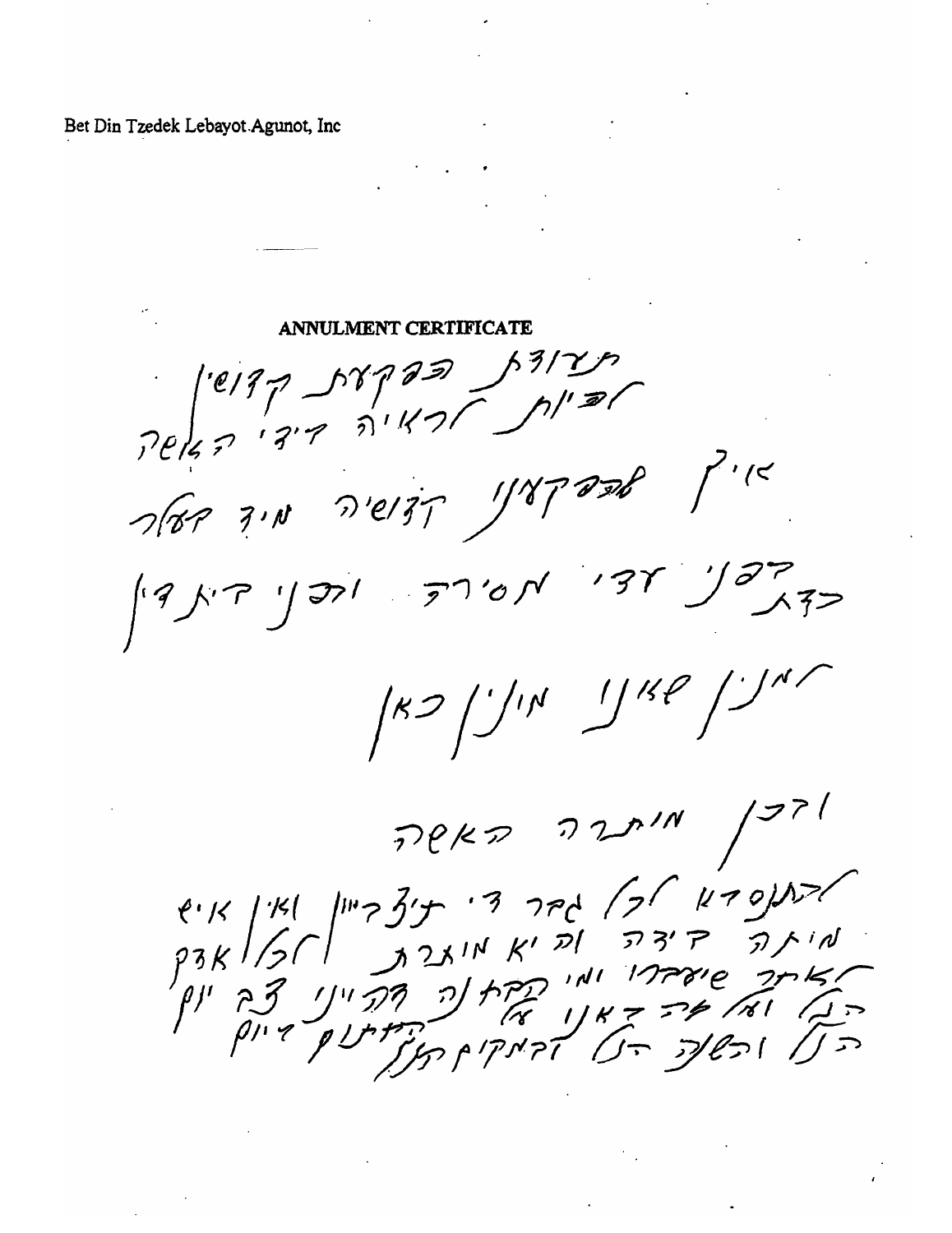Bet Din Tzedek Lebayot Agunot, Inc

**ANNULMENT CERTIFICATE**

תעודת הפקעת קדושין

ושית לראיה ביד האשה

איך שהפקענו קדושיה מיד הבעל

כדת הפקר עדי מסירה והפקר בית דין

למנין שאינו מינן כאן

ובכן מותרה האשה

להנשא לכל גבר די תצביין ואין איש
מוחה בידה וזה לא מאגרת ולכל אדם
לאחר שיעברו ומי הקדמה דהיינו צב יום
הנ ולא פה דאינו
הנ והשנה הנ דהמקום דהיינו יום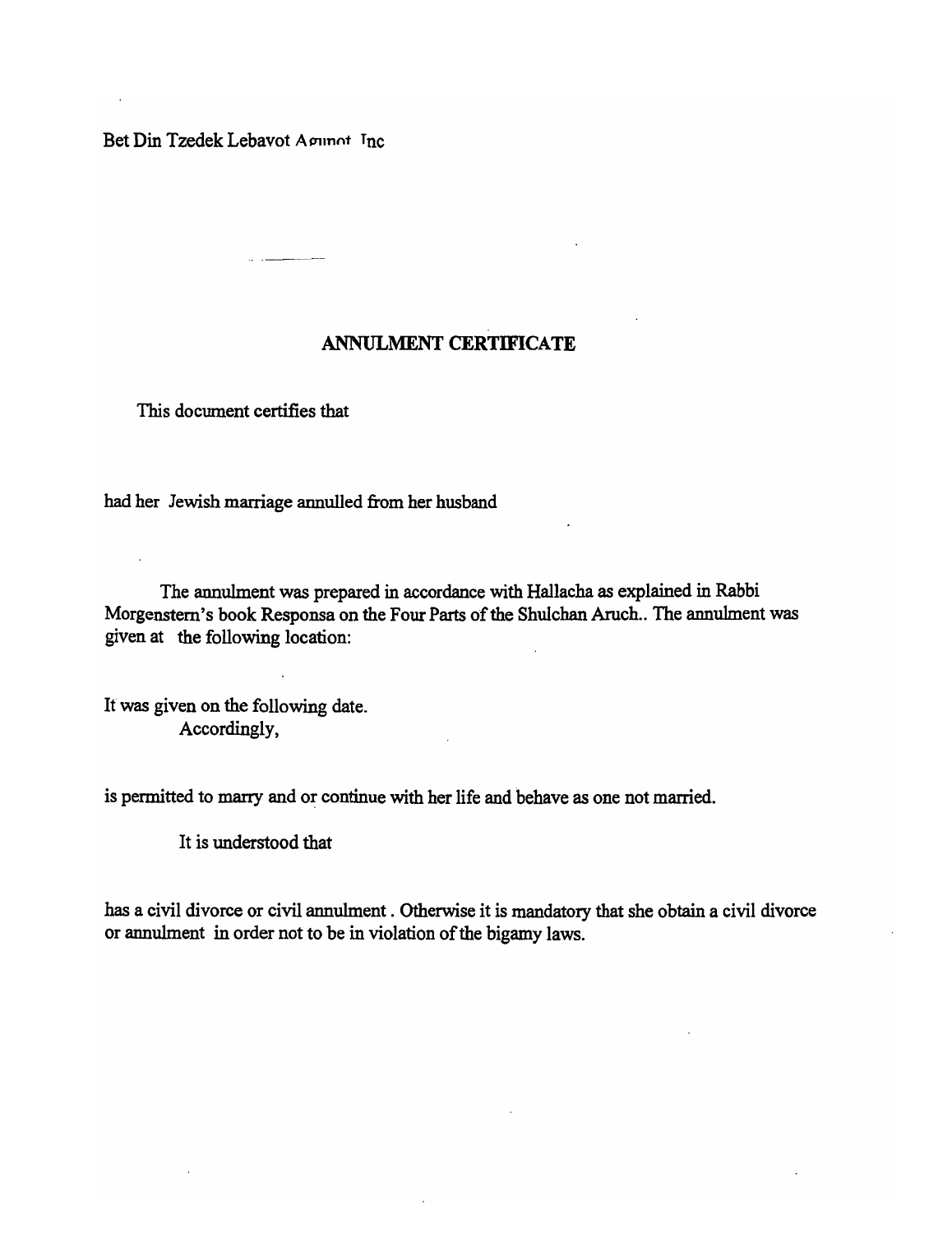Bet Din Tzedek Lebavot Agunot Inc

## ANNULMENT CERTIFICATE

This document certifies that

had her Jewish marriage annulled from her husband

The annulment was prepared in accordance with Hallacha as explained in Rabbi Morgenstern's book Responsa on the Four Parts of the Shulchan Aruch.. The annulment was given at the following location:

It was given on the following date.
Accordingly,

is permitted to marry and or continue with her life and behave as one not married.

It is understood that

has a civil divorce or civil annulment . Otherwise it is mandatory that she obtain a civil divorce or annulment in order not to be in violation of the bigamy laws.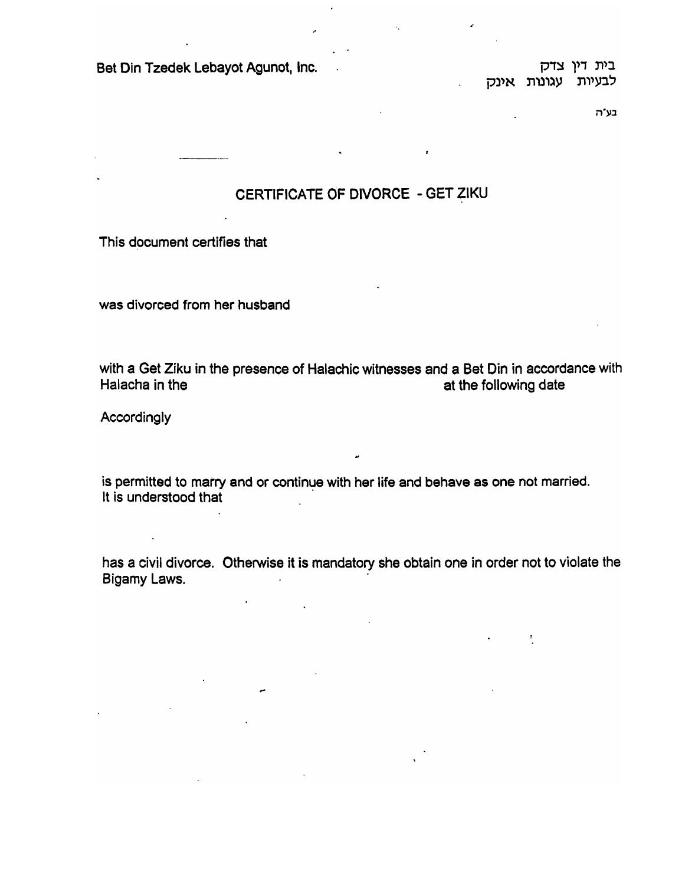Bet Din Tzedek Lebayot Agunot, Inc.

בית דין צדק
לבעיות עגונות אינק

בע"ה

# CERTIFICATE OF DIVORCE - GET ZIKU

This document certifies that

was divorced from her husband

with a Get Ziku in the presence of Halachic witnesses and a Bet Din in accordance with Halacha in the at the following date

Accordingly

is permitted to marry and or continue with her life and behave as one not married.
It is understood that

has a civil divorce. Otherwise it is mandatory she obtain one in order not to violate the Bigamy Laws.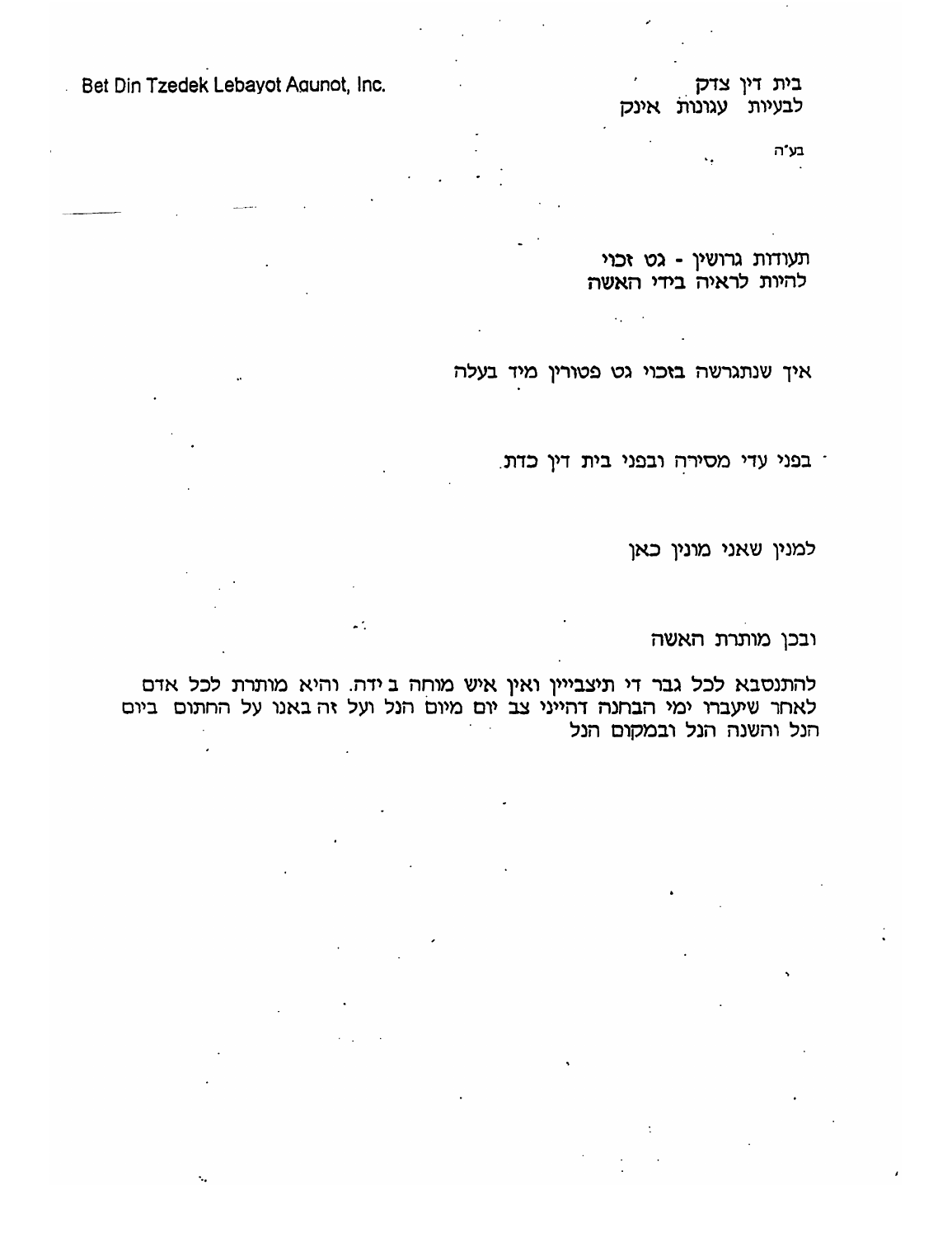Bet Din Tzedek Lebayot Aqunot, Inc.

בית דין צדק
לבעיות עגונות אינק

בע"ה

תעודות גרושין - גט זכוי
להיות לראיה בידי האשה

איך שנתגרשה בזכוי גט פטורין מיד בעלה

בפני עדי מסירה ובפני בית דין כדת

למנין שאני מונין כאן

ובכן מותרת האשה

להתנסבא לכל גבר די תיצביין ואין איש מוחה בידה. והיא מותרת לכל אדם
לאחר שיעברו ימי הבחנה דהיינו צב יום מיום הנל ועל זה באנו על החתום ביום
הנל והשנה הנל ובמקום הנל